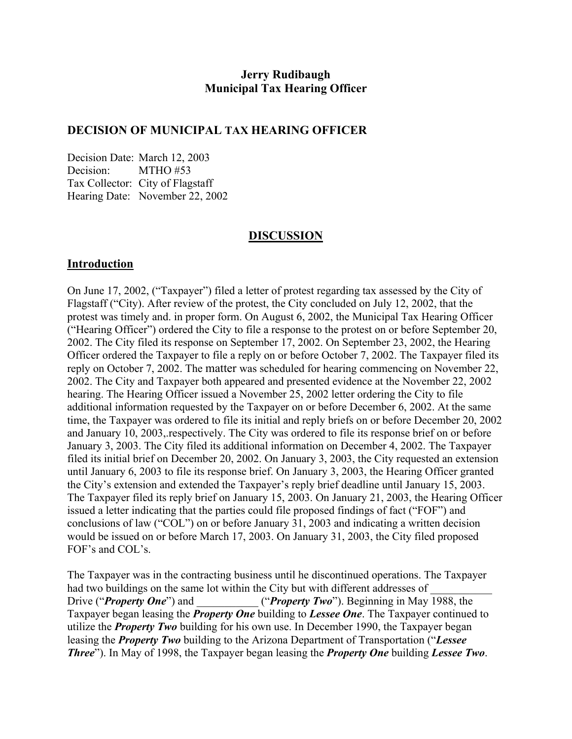**Jerry Rudibaugh**
**Municipal Tax Hearing Officer**

## DECISION OF MUNICIPAL TAX HEARING OFFICER

Decision Date: March 12, 2003
Decision: MTHO #53
Tax Collector: City of Flagstaff
Hearing Date: November 22, 2002

## DISCUSSION

### Introduction

On June 17, 2002, ("Taxpayer") filed a letter of protest regarding tax assessed by the City of Flagstaff ("City). After review of the protest, the City concluded on July 12, 2002, that the protest was timely and. in proper form. On August 6, 2002, the Municipal Tax Hearing Officer ("Hearing Officer") ordered the City to file a response to the protest on or before September 20, 2002. The City filed its response on September 17, 2002. On September 23, 2002, the Hearing Officer ordered the Taxpayer to file a reply on or before October 7, 2002. The Taxpayer filed its reply on October 7, 2002. The matter was scheduled for hearing commencing on November 22, 2002. The City and Taxpayer both appeared and presented evidence at the November 22, 2002 hearing. The Hearing Officer issued a November 25, 2002 letter ordering the City to file additional information requested by the Taxpayer on or before December 6, 2002. At the same time, the Taxpayer was ordered to file its initial and reply briefs on or before December 20, 2002 and January 10, 2003,.respectively. The City was ordered to file its response brief on or before January 3, 2003. The City filed its additional information on December 4, 2002. The Taxpayer filed its initial brief on December 20, 2002. On January 3, 2003, the City requested an extension until January 6, 2003 to file its response brief. On January 3, 2003, the Hearing Officer granted the City's extension and extended the Taxpayer's reply brief deadline until January 15, 2003. The Taxpayer filed its reply brief on January 15, 2003. On January 21, 2003, the Hearing Officer issued a letter indicating that the parties could file proposed findings of fact ("FOF") and conclusions of law ("COL") on or before January 31, 2003 and indicating a written decision would be issued on or before March 17, 2003. On January 31, 2003, the City filed proposed FOF's and COL's.

The Taxpayer was in the contracting business until he discontinued operations. The Taxpayer had two buildings on the same lot within the City but with different addresses of ___________ Drive ("***Property One***") and ___________ ("***Property Two***"). Beginning in May 1988, the Taxpayer began leasing the ***Property One*** building to ***Lessee One***. The Taxpayer continued to utilize the ***Property Two*** building for his own use. In December 1990, the Taxpayer began leasing the ***Property Two*** building to the Arizona Department of Transportation ("***Lessee Three***"). In May of 1998, the Taxpayer began leasing the ***Property One*** building ***Lessee Two***.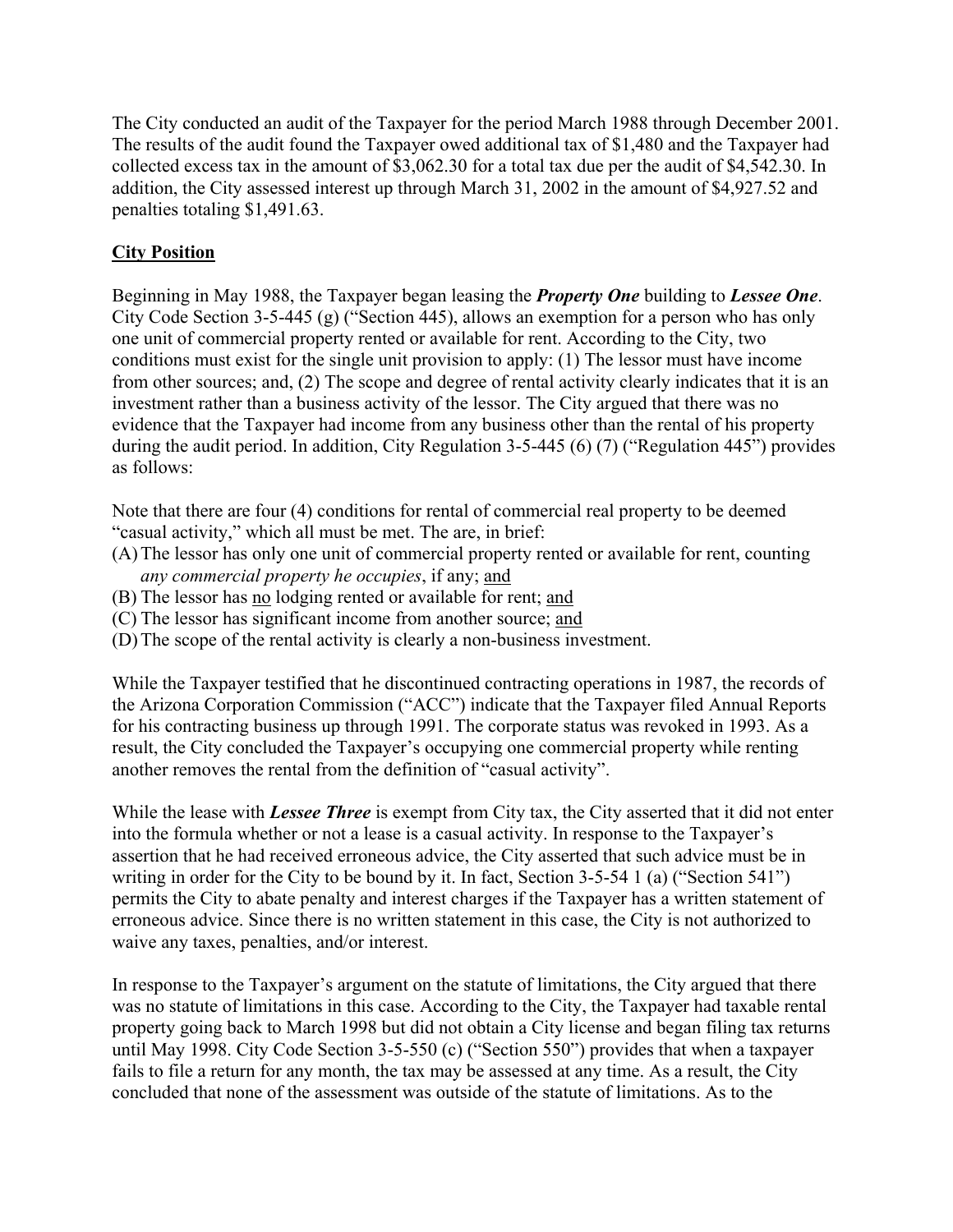The City conducted an audit of the Taxpayer for the period March 1988 through December 2001. The results of the audit found the Taxpayer owed additional tax of $1,480 and the Taxpayer had collected excess tax in the amount of $3,062.30 for a total tax due per the audit of $4,542.30. In addition, the City assessed interest up through March 31, 2002 in the amount of $4,927.52 and penalties totaling $1,491.63.

## City Position

Beginning in May 1988, the Taxpayer began leasing the ***Property One*** building to ***Lessee One***. City Code Section 3-5-445 (g) ("Section 445), allows an exemption for a person who has only one unit of commercial property rented or available for rent. According to the City, two conditions must exist for the single unit provision to apply: (1) The lessor must have income from other sources; and, (2) The scope and degree of rental activity clearly indicates that it is an investment rather than a business activity of the lessor. The City argued that there was no evidence that the Taxpayer had income from any business other than the rental of his property during the audit period. In addition, City Regulation 3-5-445 (6) (7) ("Regulation 445") provides as follows:

Note that there are four (4) conditions for rental of commercial real property to be deemed "casual activity," which all must be met. The are, in brief:

(A) The lessor has only one unit of commercial property rented or available for rent, counting *any commercial property he occupies*, if any; <u>and</u>
(B) The lessor has <u>no</u> lodging rented or available for rent; <u>and</u>
(C) The lessor has significant income from another source; <u>and</u>
(D) The scope of the rental activity is clearly a non-business investment.

While the Taxpayer testified that he discontinued contracting operations in 1987, the records of the Arizona Corporation Commission ("ACC") indicate that the Taxpayer filed Annual Reports for his contracting business up through 1991. The corporate status was revoked in 1993. As a result, the City concluded the Taxpayer's occupying one commercial property while renting another removes the rental from the definition of "casual activity".

While the lease with ***Lessee Three*** is exempt from City tax, the City asserted that it did not enter into the formula whether or not a lease is a casual activity. In response to the Taxpayer's assertion that he had received erroneous advice, the City asserted that such advice must be in writing in order for the City to be bound by it. In fact, Section 3-5-54 1 (a) ("Section 541") permits the City to abate penalty and interest charges if the Taxpayer has a written statement of erroneous advice. Since there is no written statement in this case, the City is not authorized to waive any taxes, penalties, and/or interest.

In response to the Taxpayer's argument on the statute of limitations, the City argued that there was no statute of limitations in this case. According to the City, the Taxpayer had taxable rental property going back to March 1998 but did not obtain a City license and began filing tax returns until May 1998. City Code Section 3-5-550 (c) ("Section 550") provides that when a taxpayer fails to file a return for any month, the tax may be assessed at any time. As a result, the City concluded that none of the assessment was outside of the statute of limitations. As to the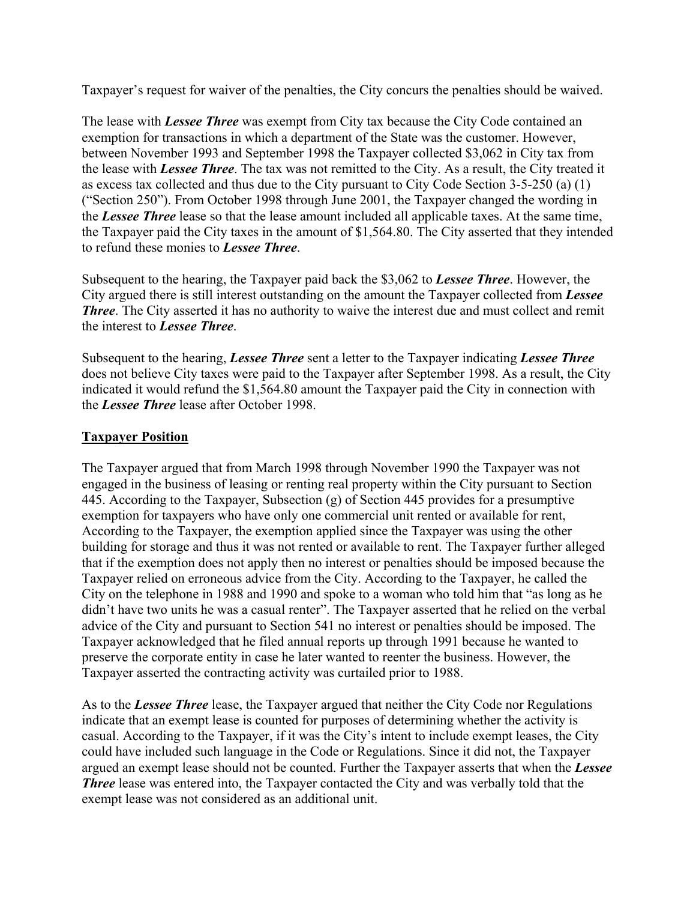Taxpayer's request for waiver of the penalties, the City concurs the penalties should be waived.

The lease with ***Lessee Three*** was exempt from City tax because the City Code contained an exemption for transactions in which a department of the State was the customer. However, between November 1993 and September 1998 the Taxpayer collected $3,062 in City tax from the lease with ***Lessee Three***. The tax was not remitted to the City. As a result, the City treated it as excess tax collected and thus due to the City pursuant to City Code Section 3-5-250 (a) (1) ("Section 250"). From October 1998 through June 2001, the Taxpayer changed the wording in the ***Lessee Three*** lease so that the lease amount included all applicable taxes. At the same time, the Taxpayer paid the City taxes in the amount of $1,564.80. The City asserted that they intended to refund these monies to ***Lessee Three***.

Subsequent to the hearing, the Taxpayer paid back the $3,062 to ***Lessee Three***. However, the City argued there is still interest outstanding on the amount the Taxpayer collected from ***Lessee Three***. The City asserted it has no authority to waive the interest due and must collect and remit the interest to ***Lessee Three***.

Subsequent to the hearing, ***Lessee Three*** sent a letter to the Taxpayer indicating ***Lessee Three*** does not believe City taxes were paid to the Taxpayer after September 1998. As a result, the City indicated it would refund the $1,564.80 amount the Taxpayer paid the City in connection with the ***Lessee Three*** lease after October 1998.

## Taxpayer Position

The Taxpayer argued that from March 1998 through November 1990 the Taxpayer was not engaged in the business of leasing or renting real property within the City pursuant to Section 445. According to the Taxpayer, Subsection (g) of Section 445 provides for a presumptive exemption for taxpayers who have only one commercial unit rented or available for rent, According to the Taxpayer, the exemption applied since the Taxpayer was using the other building for storage and thus it was not rented or available to rent. The Taxpayer further alleged that if the exemption does not apply then no interest or penalties should be imposed because the Taxpayer relied on erroneous advice from the City. According to the Taxpayer, he called the City on the telephone in 1988 and 1990 and spoke to a woman who told him that "as long as he didn't have two units he was a casual renter". The Taxpayer asserted that he relied on the verbal advice of the City and pursuant to Section 541 no interest or penalties should be imposed. The Taxpayer acknowledged that he filed annual reports up through 1991 because he wanted to preserve the corporate entity in case he later wanted to reenter the business. However, the Taxpayer asserted the contracting activity was curtailed prior to 1988.

As to the ***Lessee Three*** lease, the Taxpayer argued that neither the City Code nor Regulations indicate that an exempt lease is counted for purposes of determining whether the activity is casual. According to the Taxpayer, if it was the City's intent to include exempt leases, the City could have included such language in the Code or Regulations. Since it did not, the Taxpayer argued an exempt lease should not be counted. Further the Taxpayer asserts that when the ***Lessee Three*** lease was entered into, the Taxpayer contacted the City and was verbally told that the exempt lease was not considered as an additional unit.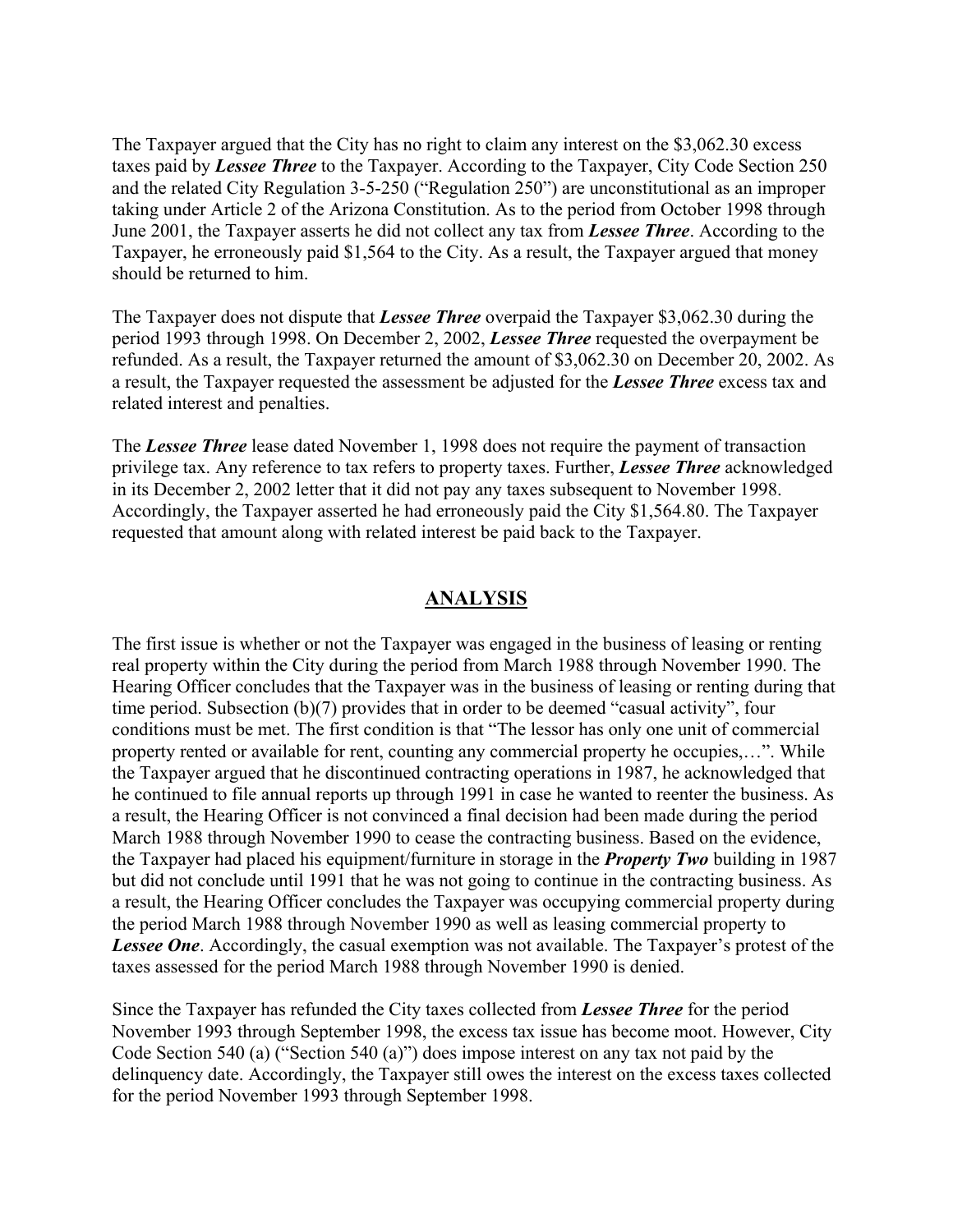The Taxpayer argued that the City has no right to claim any interest on the $3,062.30 excess taxes paid by ***Lessee Three*** to the Taxpayer. According to the Taxpayer, City Code Section 250 and the related City Regulation 3-5-250 ("Regulation 250") are unconstitutional as an improper taking under Article 2 of the Arizona Constitution. As to the period from October 1998 through June 2001, the Taxpayer asserts he did not collect any tax from ***Lessee Three***. According to the Taxpayer, he erroneously paid $1,564 to the City. As a result, the Taxpayer argued that money should be returned to him.

The Taxpayer does not dispute that ***Lessee Three*** overpaid the Taxpayer $3,062.30 during the period 1993 through 1998. On December 2, 2002, ***Lessee Three*** requested the overpayment be refunded. As a result, the Taxpayer returned the amount of $3,062.30 on December 20, 2002. As a result, the Taxpayer requested the assessment be adjusted for the ***Lessee Three*** excess tax and related interest and penalties.

The ***Lessee Three*** lease dated November 1, 1998 does not require the payment of transaction privilege tax. Any reference to tax refers to property taxes. Further, ***Lessee Three*** acknowledged in its December 2, 2002 letter that it did not pay any taxes subsequent to November 1998. Accordingly, the Taxpayer asserted he had erroneously paid the City $1,564.80. The Taxpayer requested that amount along with related interest be paid back to the Taxpayer.

## ANALYSIS

The first issue is whether or not the Taxpayer was engaged in the business of leasing or renting real property within the City during the period from March 1988 through November 1990. The Hearing Officer concludes that the Taxpayer was in the business of leasing or renting during that time period. Subsection (b)(7) provides that in order to be deemed "casual activity", four conditions must be met. The first condition is that "The lessor has only one unit of commercial property rented or available for rent, counting any commercial property he occupies,…". While the Taxpayer argued that he discontinued contracting operations in 1987, he acknowledged that he continued to file annual reports up through 1991 in case he wanted to reenter the business. As a result, the Hearing Officer is not convinced a final decision had been made during the period March 1988 through November 1990 to cease the contracting business. Based on the evidence, the Taxpayer had placed his equipment/furniture in storage in the ***Property Two*** building in 1987 but did not conclude until 1991 that he was not going to continue in the contracting business. As a result, the Hearing Officer concludes the Taxpayer was occupying commercial property during the period March 1988 through November 1990 as well as leasing commercial property to ***Lessee One***. Accordingly, the casual exemption was not available. The Taxpayer's protest of the taxes assessed for the period March 1988 through November 1990 is denied.

Since the Taxpayer has refunded the City taxes collected from ***Lessee Three*** for the period November 1993 through September 1998, the excess tax issue has become moot. However, City Code Section 540 (a) ("Section 540 (a)") does impose interest on any tax not paid by the delinquency date. Accordingly, the Taxpayer still owes the interest on the excess taxes collected for the period November 1993 through September 1998.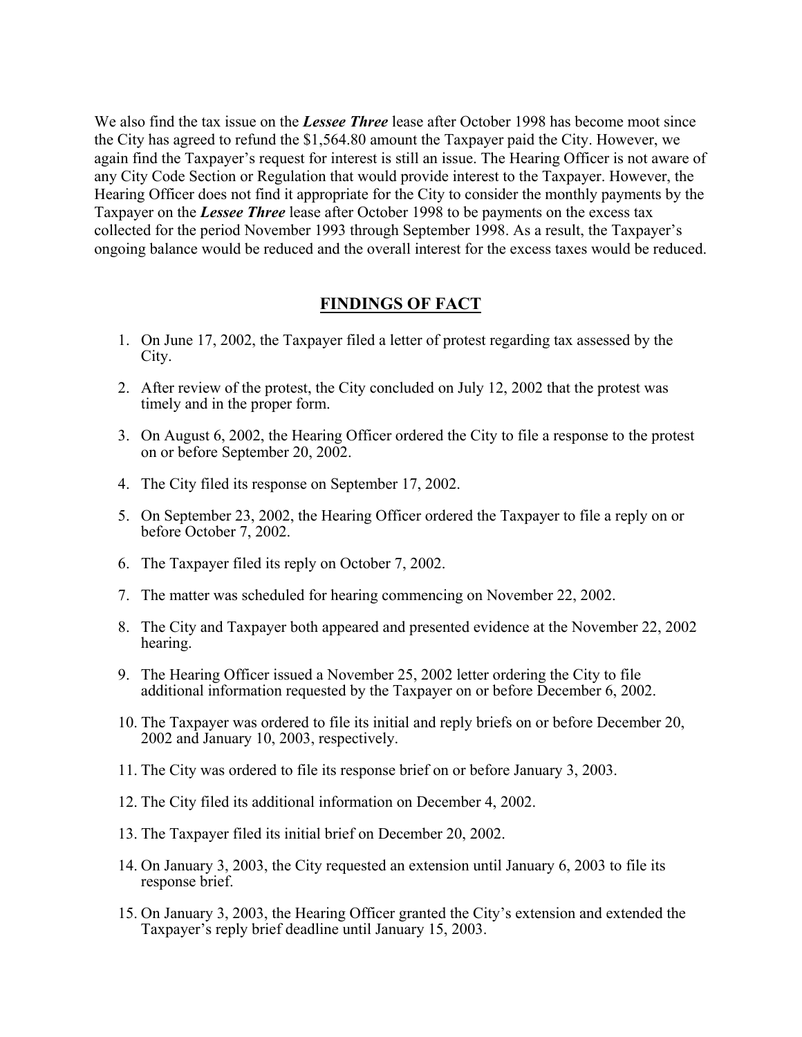We also find the tax issue on the ***Lessee Three*** lease after October 1998 has become moot since the City has agreed to refund the $1,564.80 amount the Taxpayer paid the City. However, we again find the Taxpayer's request for interest is still an issue. The Hearing Officer is not aware of any City Code Section or Regulation that would provide interest to the Taxpayer. However, the Hearing Officer does not find it appropriate for the City to consider the monthly payments by the Taxpayer on the ***Lessee Three*** lease after October 1998 to be payments on the excess tax collected for the period November 1993 through September 1998. As a result, the Taxpayer's ongoing balance would be reduced and the overall interest for the excess taxes would be reduced.

## FINDINGS OF FACT

1. On June 17, 2002, the Taxpayer filed a letter of protest regarding tax assessed by the City.
2. After review of the protest, the City concluded on July 12, 2002 that the protest was timely and in the proper form.
3. On August 6, 2002, the Hearing Officer ordered the City to file a response to the protest on or before September 20, 2002.
4. The City filed its response on September 17, 2002.
5. On September 23, 2002, the Hearing Officer ordered the Taxpayer to file a reply on or before October 7, 2002.
6. The Taxpayer filed its reply on October 7, 2002.
7. The matter was scheduled for hearing commencing on November 22, 2002.
8. The City and Taxpayer both appeared and presented evidence at the November 22, 2002 hearing.
9. The Hearing Officer issued a November 25, 2002 letter ordering the City to file additional information requested by the Taxpayer on or before December 6, 2002.
10. The Taxpayer was ordered to file its initial and reply briefs on or before December 20, 2002 and January 10, 2003, respectively.
11. The City was ordered to file its response brief on or before January 3, 2003.
12. The City filed its additional information on December 4, 2002.
13. The Taxpayer filed its initial brief on December 20, 2002.
14. On January 3, 2003, the City requested an extension until January 6, 2003 to file its response brief.
15. On January 3, 2003, the Hearing Officer granted the City's extension and extended the Taxpayer's reply brief deadline until January 15, 2003.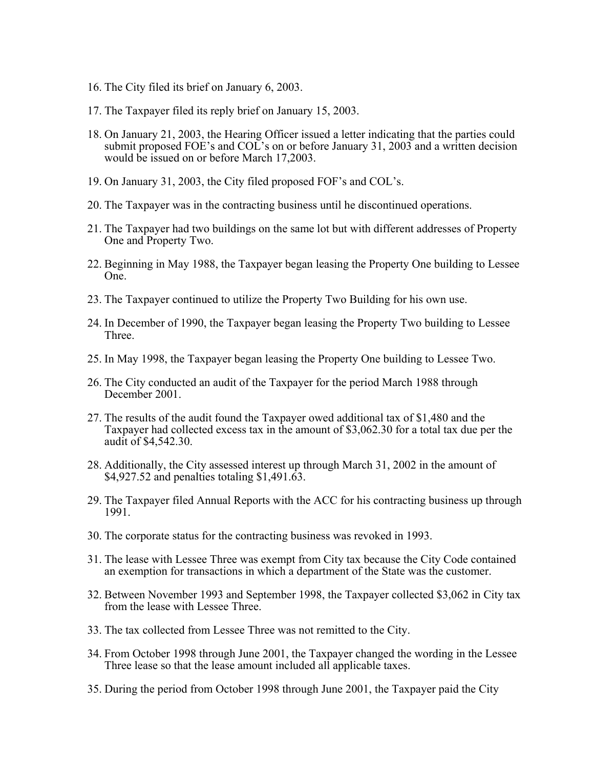16. The City filed its brief on January 6, 2003.

17. The Taxpayer filed its reply brief on January 15, 2003.

18. On January 21, 2003, the Hearing Officer issued a letter indicating that the parties could submit proposed FOE's and COL's on or before January 31, 2003 and a written decision would be issued on or before March 17,2003.

19. On January 31, 2003, the City filed proposed FOF's and COL's.

20. The Taxpayer was in the contracting business until he discontinued operations.

21. The Taxpayer had two buildings on the same lot but with different addresses of Property One and Property Two.

22. Beginning in May 1988, the Taxpayer began leasing the Property One building to Lessee One.

23. The Taxpayer continued to utilize the Property Two Building for his own use.

24. In December of 1990, the Taxpayer began leasing the Property Two building to Lessee Three.

25. In May 1998, the Taxpayer began leasing the Property One building to Lessee Two.

26. The City conducted an audit of the Taxpayer for the period March 1988 through December 2001.

27. The results of the audit found the Taxpayer owed additional tax of $1,480 and the Taxpayer had collected excess tax in the amount of $3,062.30 for a total tax due per the audit of $4,542.30.

28. Additionally, the City assessed interest up through March 31, 2002 in the amount of $4,927.52 and penalties totaling $1,491.63.

29. The Taxpayer filed Annual Reports with the ACC for his contracting business up through 1991.

30. The corporate status for the contracting business was revoked in 1993.

31. The lease with Lessee Three was exempt from City tax because the City Code contained an exemption for transactions in which a department of the State was the customer.

32. Between November 1993 and September 1998, the Taxpayer collected $3,062 in City tax from the lease with Lessee Three.

33. The tax collected from Lessee Three was not remitted to the City.

34. From October 1998 through June 2001, the Taxpayer changed the wording in the Lessee Three lease so that the lease amount included all applicable taxes.

35. During the period from October 1998 through June 2001, the Taxpayer paid the City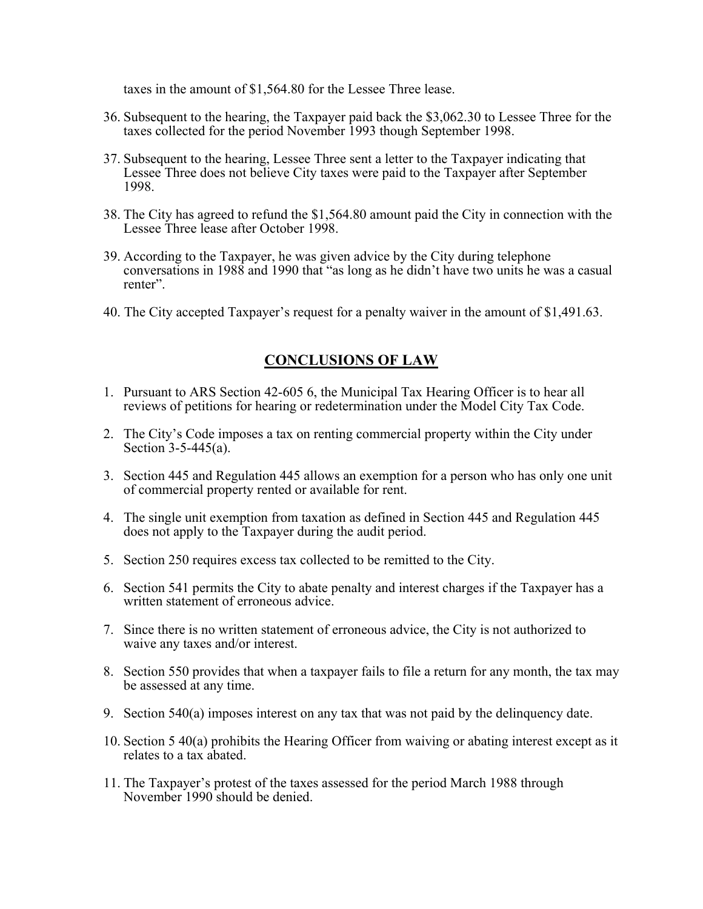taxes in the amount of $1,564.80 for the Lessee Three lease.

36. Subsequent to the hearing, the Taxpayer paid back the $3,062.30 to Lessee Three for the taxes collected for the period November 1993 though September 1998.

37. Subsequent to the hearing, Lessee Three sent a letter to the Taxpayer indicating that Lessee Three does not believe City taxes were paid to the Taxpayer after September 1998.

38. The City has agreed to refund the $1,564.80 amount paid the City in connection with the Lessee Three lease after October 1998.

39. According to the Taxpayer, he was given advice by the City during telephone conversations in 1988 and 1990 that "as long as he didn't have two units he was a casual renter".

40. The City accepted Taxpayer's request for a penalty waiver in the amount of $1,491.63.

## CONCLUSIONS OF LAW

1. Pursuant to ARS Section 42-605 6, the Municipal Tax Hearing Officer is to hear all reviews of petitions for hearing or redetermination under the Model City Tax Code.

2. The City's Code imposes a tax on renting commercial property within the City under Section 3-5-445(a).

3. Section 445 and Regulation 445 allows an exemption for a person who has only one unit of commercial property rented or available for rent.

4. The single unit exemption from taxation as defined in Section 445 and Regulation 445 does not apply to the Taxpayer during the audit period.

5. Section 250 requires excess tax collected to be remitted to the City.

6. Section 541 permits the City to abate penalty and interest charges if the Taxpayer has a written statement of erroneous advice.

7. Since there is no written statement of erroneous advice, the City is not authorized to waive any taxes and/or interest.

8. Section 550 provides that when a taxpayer fails to file a return for any month, the tax may be assessed at any time.

9. Section 540(a) imposes interest on any tax that was not paid by the delinquency date.

10. Section 5 40(a) prohibits the Hearing Officer from waiving or abating interest except as it relates to a tax abated.

11. The Taxpayer's protest of the taxes assessed for the period March 1988 through November 1990 should be denied.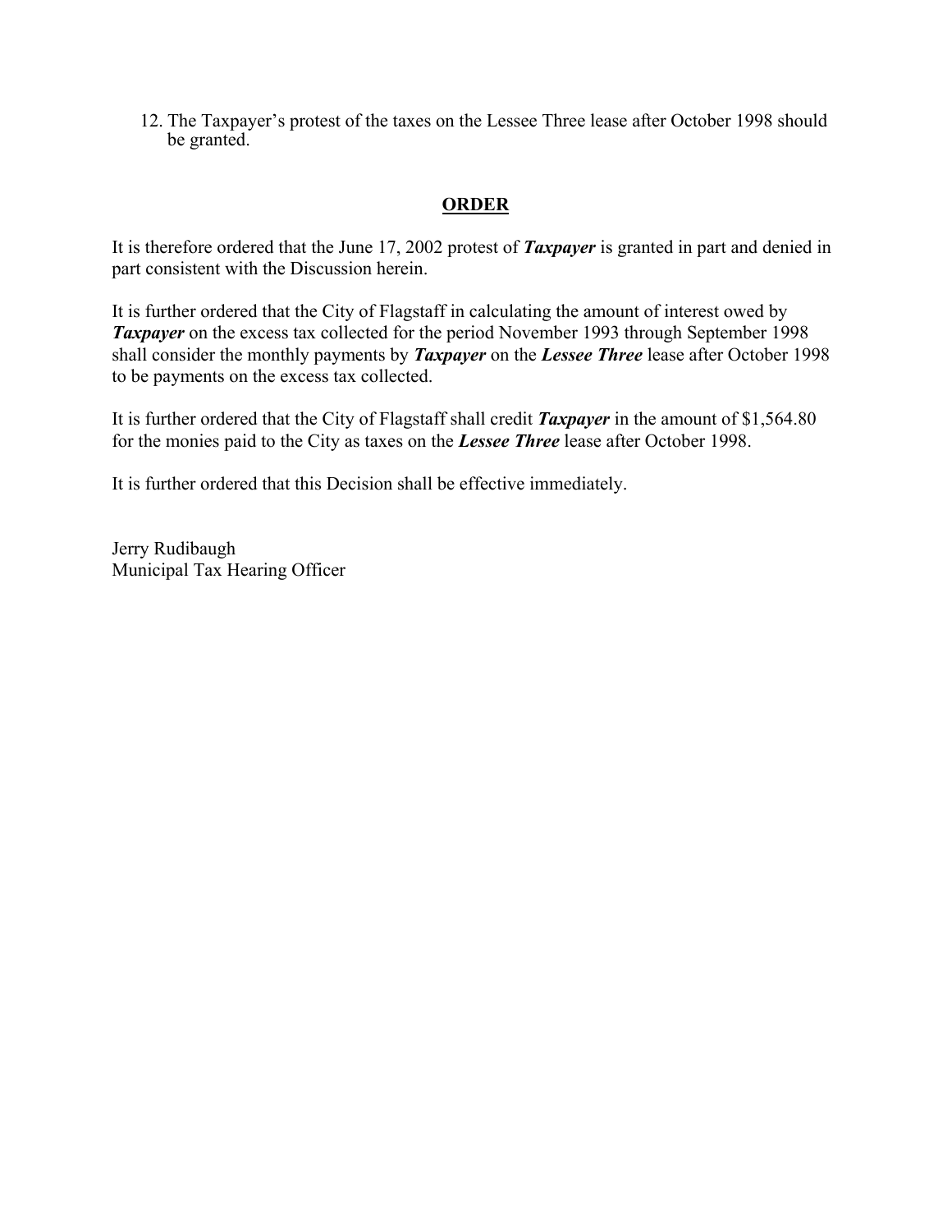12. The Taxpayer's protest of the taxes on the Lessee Three lease after October 1998 should be granted.

## ORDER

It is therefore ordered that the June 17, 2002 protest of ***Taxpayer*** is granted in part and denied in part consistent with the Discussion herein.

It is further ordered that the City of Flagstaff in calculating the amount of interest owed by ***Taxpayer*** on the excess tax collected for the period November 1993 through September 1998 shall consider the monthly payments by ***Taxpayer*** on the ***Lessee Three*** lease after October 1998 to be payments on the excess tax collected.

It is further ordered that the City of Flagstaff shall credit ***Taxpayer*** in the amount of $1,564.80 for the monies paid to the City as taxes on the ***Lessee Three*** lease after October 1998.

It is further ordered that this Decision shall be effective immediately.

Jerry Rudibaugh
Municipal Tax Hearing Officer